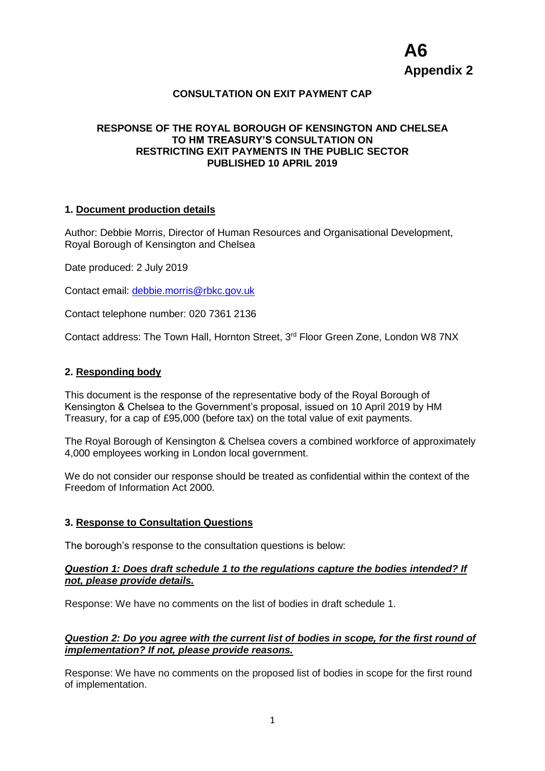**A6**
**Appendix 2**

# CONSULTATION ON EXIT PAYMENT CAP

**RESPONSE OF THE ROYAL BOROUGH OF KENSINGTON AND CHELSEA TO HM TREASURY'S CONSULTATION ON RESTRICTING EXIT PAYMENTS IN THE PUBLIC SECTOR PUBLISHED 10 APRIL 2019**

## 1. Document production details

Author: Debbie Morris, Director of Human Resources and Organisational Development, Royal Borough of Kensington and Chelsea

Date produced: 2 July 2019

Contact email: debbie.morris@rbkc.gov.uk

Contact telephone number: 020 7361 2136

Contact address: The Town Hall, Hornton Street, 3rd Floor Green Zone, London W8 7NX

## 2. Responding body

This document is the response of the representative body of the Royal Borough of Kensington & Chelsea to the Government's proposal, issued on 10 April 2019 by HM Treasury, for a cap of £95,000 (before tax) on the total value of exit payments.

The Royal Borough of Kensington & Chelsea covers a combined workforce of approximately 4,000 employees working in London local government.

We do not consider our response should be treated as confidential within the context of the Freedom of Information Act 2000.

## 3. Response to Consultation Questions

The borough's response to the consultation questions is below:

***Question 1: Does draft schedule 1 to the regulations capture the bodies intended? If not, please provide details.***

Response: We have no comments on the list of bodies in draft schedule 1.

***Question 2: Do you agree with the current list of bodies in scope, for the first round of implementation? If not, please provide reasons.***

Response: We have no comments on the proposed list of bodies in scope for the first round of implementation.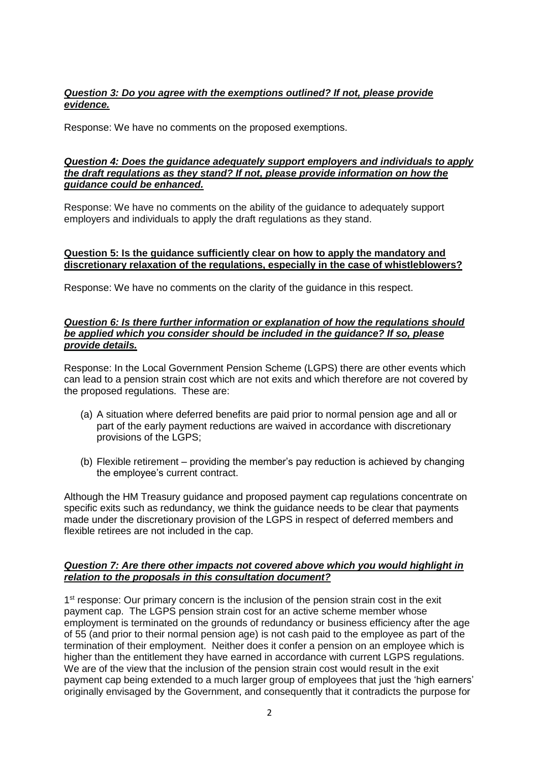***Question 3: Do you agree with the exemptions outlined? If not, please provide evidence.***

Response: We have no comments on the proposed exemptions.

***Question 4: Does the guidance adequately support employers and individuals to apply the draft regulations as they stand? If not, please provide information on how the guidance could be enhanced.***

Response: We have no comments on the ability of the guidance to adequately support employers and individuals to apply the draft regulations as they stand.

**Question 5: Is the guidance sufficiently clear on how to apply the mandatory and discretionary relaxation of the regulations, especially in the case of whistleblowers?**

Response: We have no comments on the clarity of the guidance in this respect.

***Question 6: Is there further information or explanation of how the regulations should be applied which you consider should be included in the guidance? If so, please provide details.***

Response: In the Local Government Pension Scheme (LGPS) there are other events which can lead to a pension strain cost which are not exits and which therefore are not covered by the proposed regulations. These are:

(a) A situation where deferred benefits are paid prior to normal pension age and all or part of the early payment reductions are waived in accordance with discretionary provisions of the LGPS;

(b) Flexible retirement – providing the member's pay reduction is achieved by changing the employee's current contract.

Although the HM Treasury guidance and proposed payment cap regulations concentrate on specific exits such as redundancy, we think the guidance needs to be clear that payments made under the discretionary provision of the LGPS in respect of deferred members and flexible retirees are not included in the cap.

***Question 7: Are there other impacts not covered above which you would highlight in relation to the proposals in this consultation document?***

1st response: Our primary concern is the inclusion of the pension strain cost in the exit payment cap. The LGPS pension strain cost for an active scheme member whose employment is terminated on the grounds of redundancy or business efficiency after the age of 55 (and prior to their normal pension age) is not cash paid to the employee as part of the termination of their employment. Neither does it confer a pension on an employee which is higher than the entitlement they have earned in accordance with current LGPS regulations. We are of the view that the inclusion of the pension strain cost would result in the exit payment cap being extended to a much larger group of employees that just the 'high earners' originally envisaged by the Government, and consequently that it contradicts the purpose for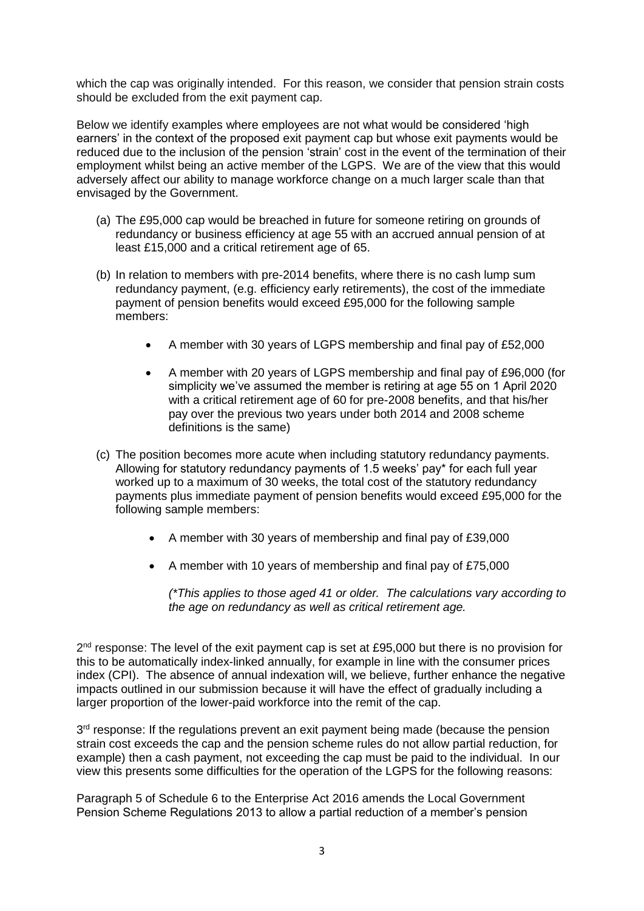which the cap was originally intended. For this reason, we consider that pension strain costs should be excluded from the exit payment cap.

Below we identify examples where employees are not what would be considered 'high earners' in the context of the proposed exit payment cap but whose exit payments would be reduced due to the inclusion of the pension 'strain' cost in the event of the termination of their employment whilst being an active member of the LGPS. We are of the view that this would adversely affect our ability to manage workforce change on a much larger scale than that envisaged by the Government.

(a) The £95,000 cap would be breached in future for someone retiring on grounds of redundancy or business efficiency at age 55 with an accrued annual pension of at least £15,000 and a critical retirement age of 65.

(b) In relation to members with pre-2014 benefits, where there is no cash lump sum redundancy payment, (e.g. efficiency early retirements), the cost of the immediate payment of pension benefits would exceed £95,000 for the following sample members:

- A member with 30 years of LGPS membership and final pay of £52,000
- A member with 20 years of LGPS membership and final pay of £96,000 (for simplicity we've assumed the member is retiring at age 55 on 1 April 2020 with a critical retirement age of 60 for pre-2008 benefits, and that his/her pay over the previous two years under both 2014 and 2008 scheme definitions is the same)

(c) The position becomes more acute when including statutory redundancy payments. Allowing for statutory redundancy payments of 1.5 weeks' pay* for each full year worked up to a maximum of 30 weeks, the total cost of the statutory redundancy payments plus immediate payment of pension benefits would exceed £95,000 for the following sample members:

- A member with 30 years of membership and final pay of £39,000
- A member with 10 years of membership and final pay of £75,000

*(*This applies to those aged 41 or older. The calculations vary according to the age on redundancy as well as critical retirement age.*

2nd response: The level of the exit payment cap is set at £95,000 but there is no provision for this to be automatically index-linked annually, for example in line with the consumer prices index (CPI). The absence of annual indexation will, we believe, further enhance the negative impacts outlined in our submission because it will have the effect of gradually including a larger proportion of the lower-paid workforce into the remit of the cap.

3rd response: If the regulations prevent an exit payment being made (because the pension strain cost exceeds the cap and the pension scheme rules do not allow partial reduction, for example) then a cash payment, not exceeding the cap must be paid to the individual. In our view this presents some difficulties for the operation of the LGPS for the following reasons:

Paragraph 5 of Schedule 6 to the Enterprise Act 2016 amends the Local Government Pension Scheme Regulations 2013 to allow a partial reduction of a member's pension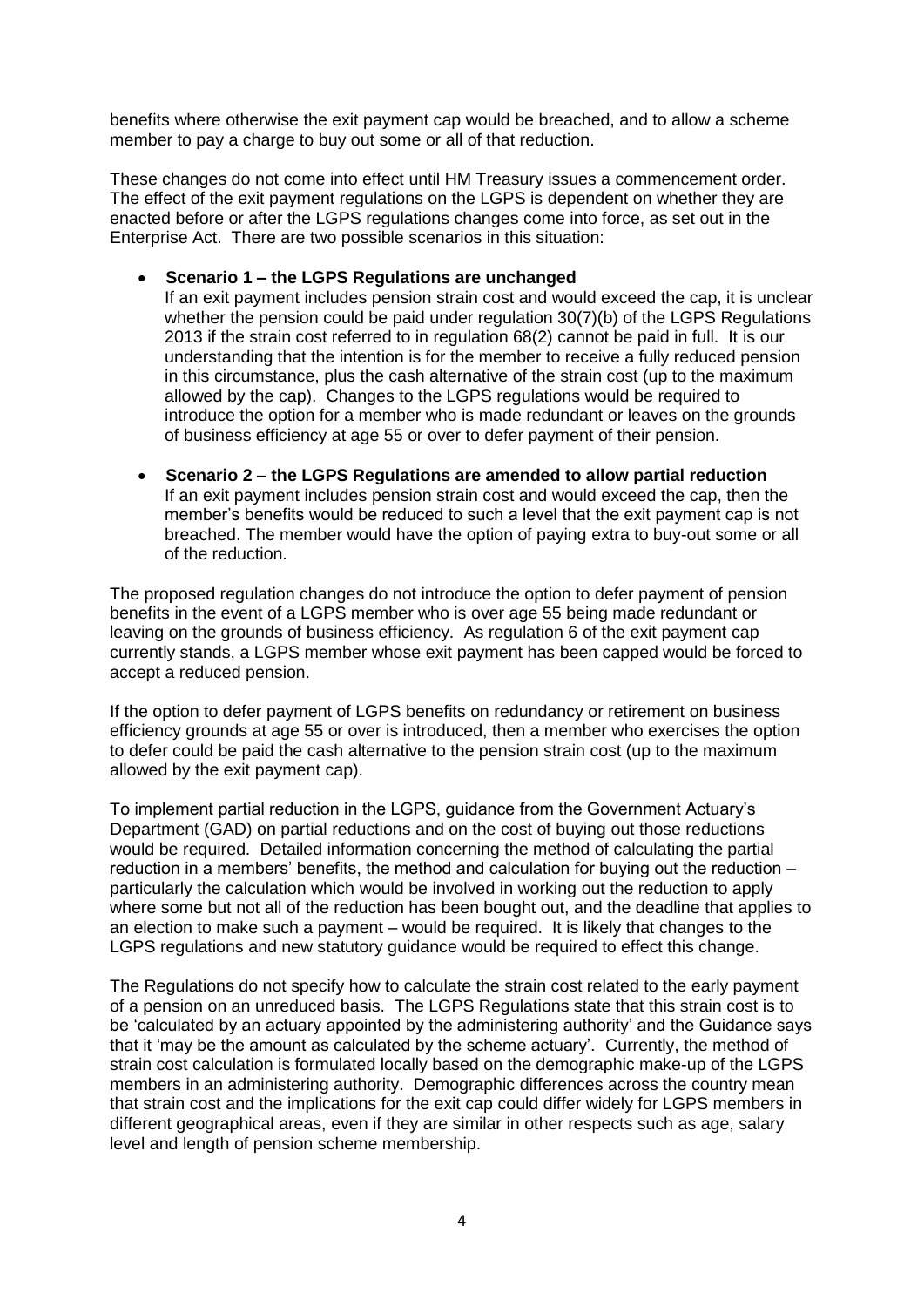benefits where otherwise the exit payment cap would be breached, and to allow a scheme member to pay a charge to buy out some or all of that reduction.

These changes do not come into effect until HM Treasury issues a commencement order. The effect of the exit payment regulations on the LGPS is dependent on whether they are enacted before or after the LGPS regulations changes come into force, as set out in the Enterprise Act. There are two possible scenarios in this situation:

- **Scenario 1 – the LGPS Regulations are unchanged**
  If an exit payment includes pension strain cost and would exceed the cap, it is unclear whether the pension could be paid under regulation 30(7)(b) of the LGPS Regulations 2013 if the strain cost referred to in regulation 68(2) cannot be paid in full. It is our understanding that the intention is for the member to receive a fully reduced pension in this circumstance, plus the cash alternative of the strain cost (up to the maximum allowed by the cap). Changes to the LGPS regulations would be required to introduce the option for a member who is made redundant or leaves on the grounds of business efficiency at age 55 or over to defer payment of their pension.

- **Scenario 2 – the LGPS Regulations are amended to allow partial reduction**
  If an exit payment includes pension strain cost and would exceed the cap, then the member's benefits would be reduced to such a level that the exit payment cap is not breached. The member would have the option of paying extra to buy-out some or all of the reduction.

The proposed regulation changes do not introduce the option to defer payment of pension benefits in the event of a LGPS member who is over age 55 being made redundant or leaving on the grounds of business efficiency. As regulation 6 of the exit payment cap currently stands, a LGPS member whose exit payment has been capped would be forced to accept a reduced pension.

If the option to defer payment of LGPS benefits on redundancy or retirement on business efficiency grounds at age 55 or over is introduced, then a member who exercises the option to defer could be paid the cash alternative to the pension strain cost (up to the maximum allowed by the exit payment cap).

To implement partial reduction in the LGPS, guidance from the Government Actuary's Department (GAD) on partial reductions and on the cost of buying out those reductions would be required. Detailed information concerning the method of calculating the partial reduction in a members' benefits, the method and calculation for buying out the reduction – particularly the calculation which would be involved in working out the reduction to apply where some but not all of the reduction has been bought out, and the deadline that applies to an election to make such a payment – would be required. It is likely that changes to the LGPS regulations and new statutory guidance would be required to effect this change.

The Regulations do not specify how to calculate the strain cost related to the early payment of a pension on an unreduced basis. The LGPS Regulations state that this strain cost is to be 'calculated by an actuary appointed by the administering authority' and the Guidance says that it 'may be the amount as calculated by the scheme actuary'. Currently, the method of strain cost calculation is formulated locally based on the demographic make-up of the LGPS members in an administering authority. Demographic differences across the country mean that strain cost and the implications for the exit cap could differ widely for LGPS members in different geographical areas, even if they are similar in other respects such as age, salary level and length of pension scheme membership.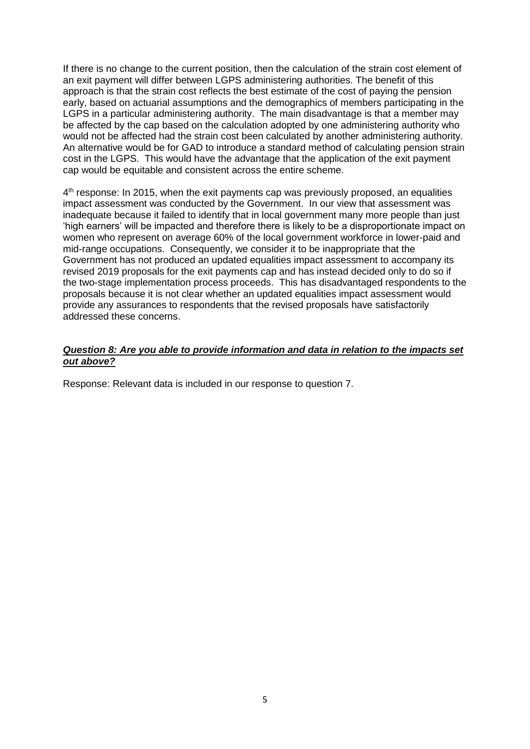If there is no change to the current position, then the calculation of the strain cost element of an exit payment will differ between LGPS administering authorities. The benefit of this approach is that the strain cost reflects the best estimate of the cost of paying the pension early, based on actuarial assumptions and the demographics of members participating in the LGPS in a particular administering authority. The main disadvantage is that a member may be affected by the cap based on the calculation adopted by one administering authority who would not be affected had the strain cost been calculated by another administering authority. An alternative would be for GAD to introduce a standard method of calculating pension strain cost in the LGPS. This would have the advantage that the application of the exit payment cap would be equitable and consistent across the entire scheme.

4th response: In 2015, when the exit payments cap was previously proposed, an equalities impact assessment was conducted by the Government. In our view that assessment was inadequate because it failed to identify that in local government many more people than just 'high earners' will be impacted and therefore there is likely to be a disproportionate impact on women who represent on average 60% of the local government workforce in lower-paid and mid-range occupations. Consequently, we consider it to be inappropriate that the Government has not produced an updated equalities impact assessment to accompany its revised 2019 proposals for the exit payments cap and has instead decided only to do so if the two-stage implementation process proceeds. This has disadvantaged respondents to the proposals because it is not clear whether an updated equalities impact assessment would provide any assurances to respondents that the revised proposals have satisfactorily addressed these concerns.

***Question 8: Are you able to provide information and data in relation to the impacts set out above?***

Response: Relevant data is included in our response to question 7.